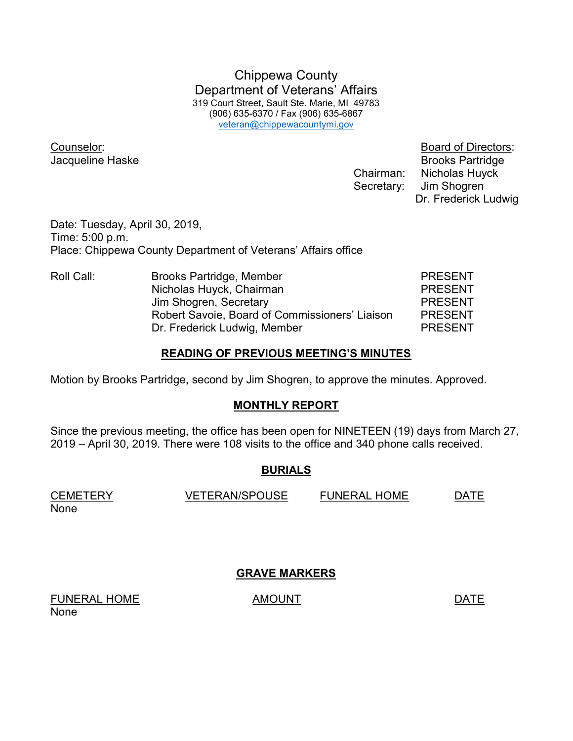# Chippewa County
# Department of Veterans' Affairs

319 Court Street, Sault Ste. Marie, MI 49783
(906) 635-6370 / Fax (906) 635-6867
veteran@chippewacountymi.gov

**Counselor:**
Jacqueline Haske

**Board of Directors:**
Brooks Partridge
Chairman: Nicholas Huyck
Secretary: Jim Shogren
Dr. Frederick Ludwig

Date: Tuesday, April 30, 2019,
Time: 5:00 p.m.
Place: Chippewa County Department of Veterans' Affairs office

| Roll Call: | | |
|---|---|---|
| | Brooks Partridge, Member | PRESENT |
| | Nicholas Huyck, Chairman | PRESENT |
| | Jim Shogren, Secretary | PRESENT |
| | Robert Savoie, Board of Commissioners' Liaison | PRESENT |
| | Dr. Frederick Ludwig, Member | PRESENT |

## READING OF PREVIOUS MEETING'S MINUTES

Motion by Brooks Partridge, second by Jim Shogren, to approve the minutes. Approved.

## MONTHLY REPORT

Since the previous meeting, the office has been open for NINETEEN (19) days from March 27, 2019 – April 30, 2019. There were 108 visits to the office and 340 phone calls received.

## BURIALS

| CEMETERY | VETERAN/SPOUSE | FUNERAL HOME | DATE |
|---|---|---|---|
| None | | | |

## GRAVE MARKERS

| FUNERAL HOME | AMOUNT | DATE |
|---|---|---|
| None | | |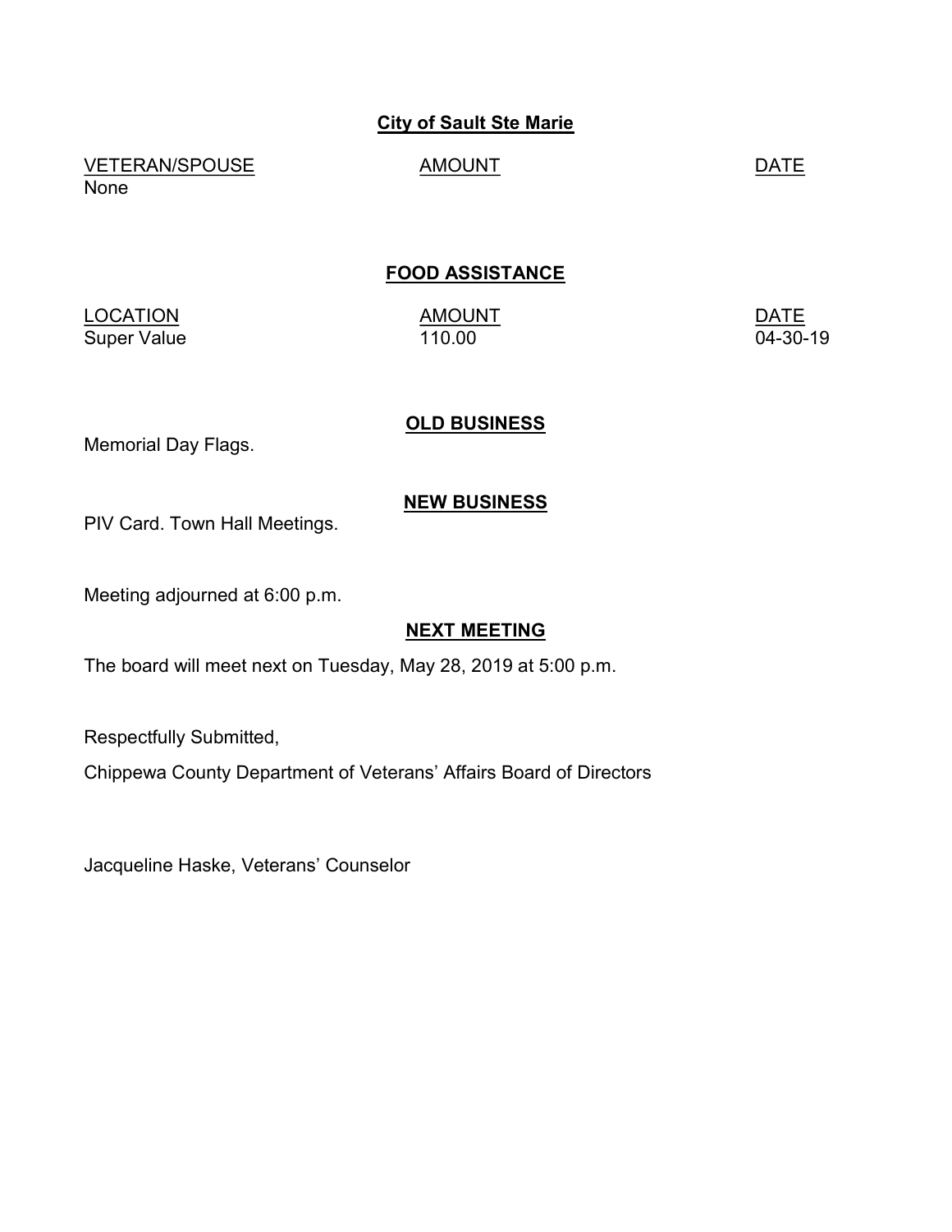## City of Sault Ste Marie

| VETERAN/SPOUSE | AMOUNT | DATE |
|---|---|---|
| None | | |

## FOOD ASSISTANCE

| LOCATION | AMOUNT | DATE |
|---|---|---|
| Super Value | 110.00 | 04-30-19 |

## OLD BUSINESS

Memorial Day Flags.

## NEW BUSINESS

PIV Card. Town Hall Meetings.

Meeting adjourned at 6:00 p.m.

## NEXT MEETING

The board will meet next on Tuesday, May 28, 2019 at 5:00 p.m.

Respectfully Submitted,

Chippewa County Department of Veterans' Affairs Board of Directors

Jacqueline Haske, Veterans' Counselor